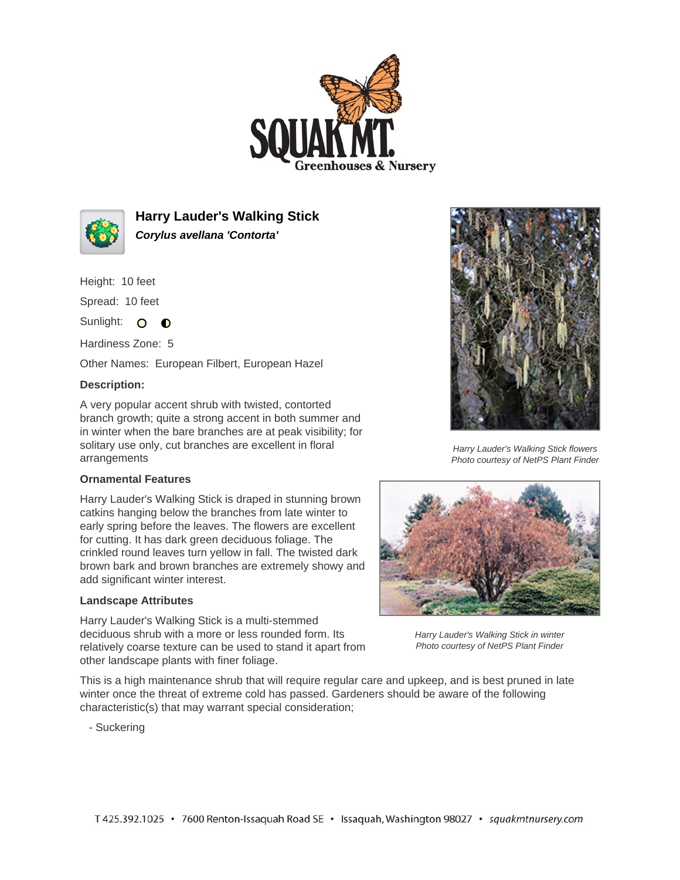# Harry Lauder's Walking Stick

***Corylus avellana 'Contorta'***

Height: 10 feet

Spread: 10 feet

Sunlight: ○ ◐

Hardiness Zone: 5

Other Names: European Filbert, European Hazel

**Description:**

A very popular accent shrub with twisted, contorted branch growth; quite a strong accent in both summer and in winter when the bare branches are at peak visibility; for solitary use only, cut branches are excellent in floral arrangements

*Harry Lauder's Walking Stick flowers*
*Photo courtesy of NetPS Plant Finder*

**Ornamental Features**

Harry Lauder's Walking Stick is draped in stunning brown catkins hanging below the branches from late winter to early spring before the leaves. The flowers are excellent for cutting. It has dark green deciduous foliage. The crinkled round leaves turn yellow in fall. The twisted dark brown bark and brown branches are extremely showy and add significant winter interest.

*Harry Lauder's Walking Stick in winter*
*Photo courtesy of NetPS Plant Finder*

**Landscape Attributes**

Harry Lauder's Walking Stick is a multi-stemmed deciduous shrub with a more or less rounded form. Its relatively coarse texture can be used to stand it apart from other landscape plants with finer foliage.

This is a high maintenance shrub that will require regular care and upkeep, and is best pruned in late winter once the threat of extreme cold has passed. Gardeners should be aware of the following characteristic(s) that may warrant special consideration;

- Suckering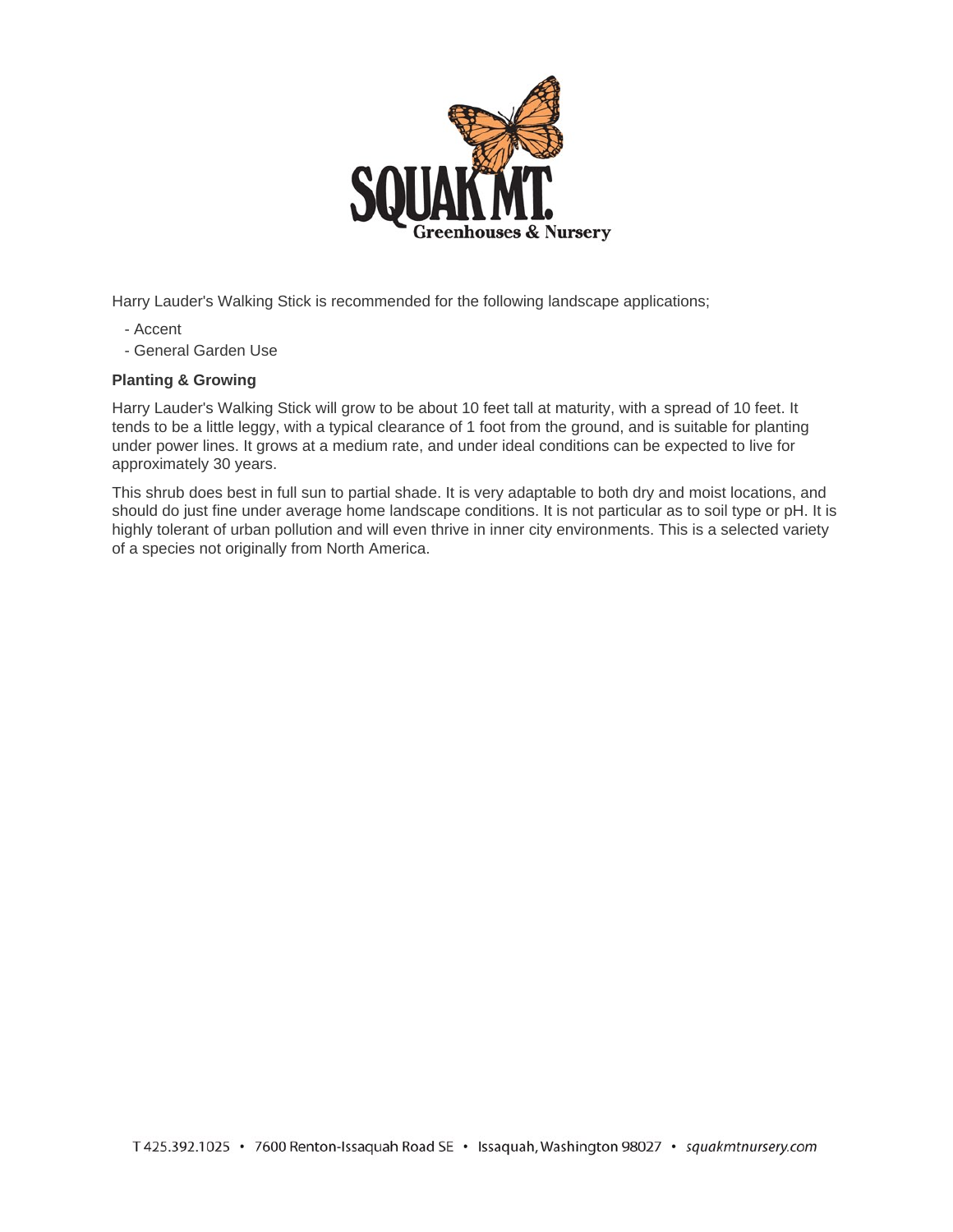Harry Lauder's Walking Stick is recommended for the following landscape applications;

- Accent
- General Garden Use

**Planting & Growing**

Harry Lauder's Walking Stick will grow to be about 10 feet tall at maturity, with a spread of 10 feet. It tends to be a little leggy, with a typical clearance of 1 foot from the ground, and is suitable for planting under power lines. It grows at a medium rate, and under ideal conditions can be expected to live for approximately 30 years.

This shrub does best in full sun to partial shade. It is very adaptable to both dry and moist locations, and should do just fine under average home landscape conditions. It is not particular as to soil type or pH. It is highly tolerant of urban pollution and will even thrive in inner city environments. This is a selected variety of a species not originally from North America.